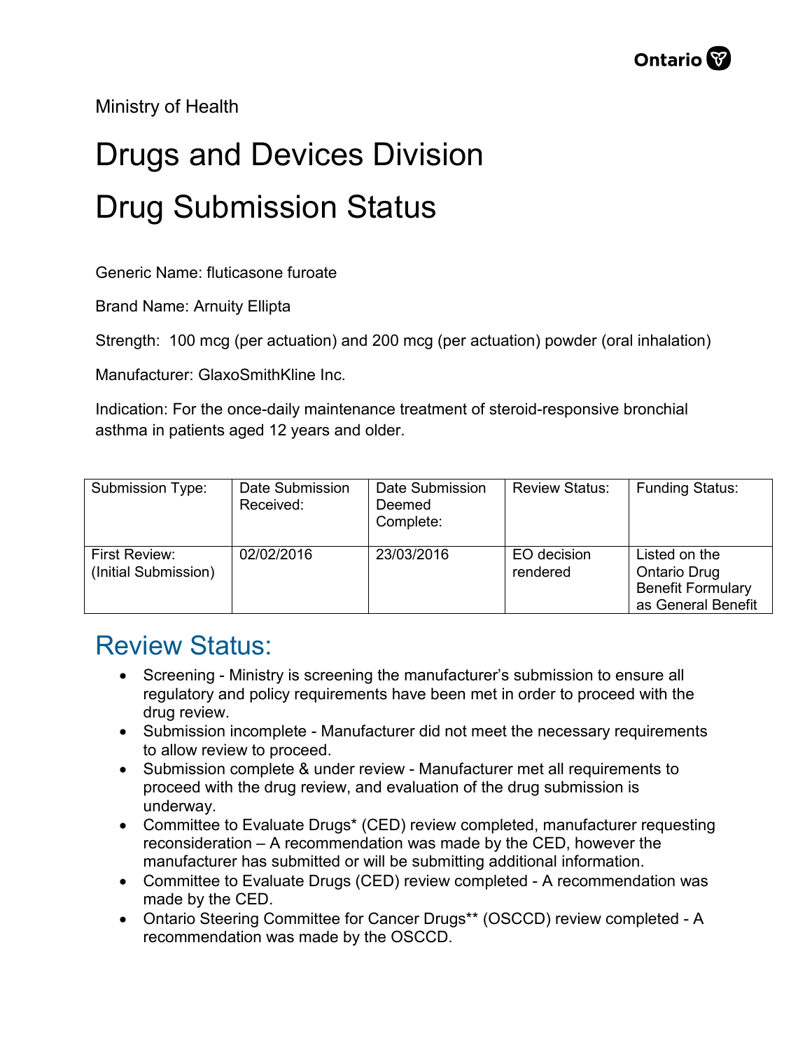Ministry of Health

# Drugs and Devices Division

# Drug Submission Status

Generic Name: fluticasone furoate

Brand Name: Arnuity Ellipta

Strength: 100 mcg (per actuation) and 200 mcg (per actuation) powder (oral inhalation)

Manufacturer: GlaxoSmithKline Inc.

Indication: For the once-daily maintenance treatment of steroid-responsive bronchial asthma in patients aged 12 years and older.

| Submission Type: | Date Submission Received: | Date Submission Deemed Complete: | Review Status: | Funding Status: |
|---|---|---|---|---|
| First Review: (Initial Submission) | 02/02/2016 | 23/03/2016 | EO decision rendered | Listed on the Ontario Drug Benefit Formulary as General Benefit |

## Review Status:

- Screening - Ministry is screening the manufacturer's submission to ensure all regulatory and policy requirements have been met in order to proceed with the drug review.
- Submission incomplete - Manufacturer did not meet the necessary requirements to allow review to proceed.
- Submission complete & under review - Manufacturer met all requirements to proceed with the drug review, and evaluation of the drug submission is underway.
- Committee to Evaluate Drugs* (CED) review completed, manufacturer requesting reconsideration – A recommendation was made by the CED, however the manufacturer has submitted or will be submitting additional information.
- Committee to Evaluate Drugs (CED) review completed - A recommendation was made by the CED.
- Ontario Steering Committee for Cancer Drugs** (OSCCD) review completed - A recommendation was made by the OSCCD.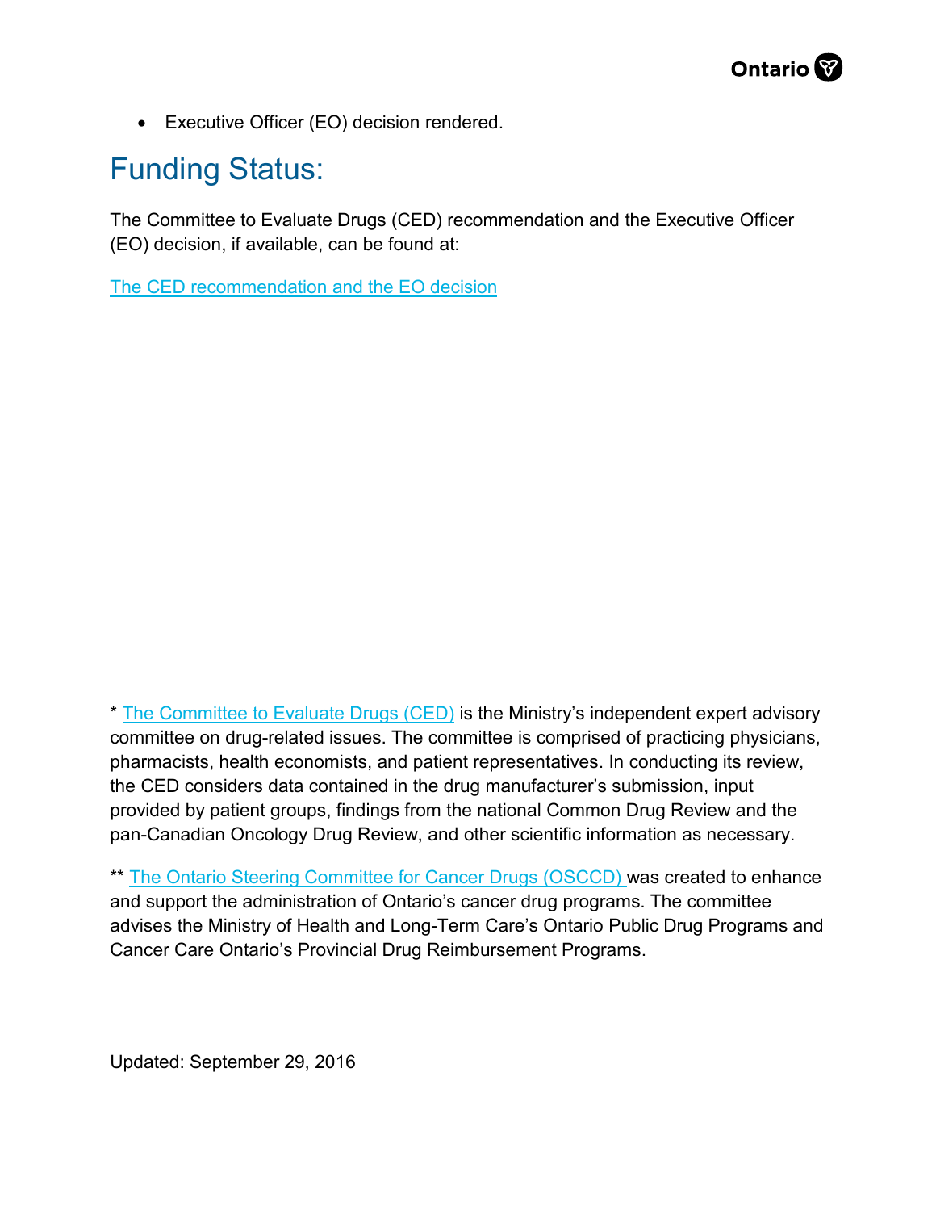- Executive Officer (EO) decision rendered.

## Funding Status:

The Committee to Evaluate Drugs (CED) recommendation and the Executive Officer (EO) decision, if available, can be found at:

The CED recommendation and the EO decision

* The Committee to Evaluate Drugs (CED) is the Ministry's independent expert advisory committee on drug-related issues. The committee is comprised of practicing physicians, pharmacists, health economists, and patient representatives. In conducting its review, the CED considers data contained in the drug manufacturer's submission, input provided by patient groups, findings from the national Common Drug Review and the pan-Canadian Oncology Drug Review, and other scientific information as necessary.

** The Ontario Steering Committee for Cancer Drugs (OSCCD) was created to enhance and support the administration of Ontario's cancer drug programs. The committee advises the Ministry of Health and Long-Term Care's Ontario Public Drug Programs and Cancer Care Ontario's Provincial Drug Reimbursement Programs.

Updated: September 29, 2016